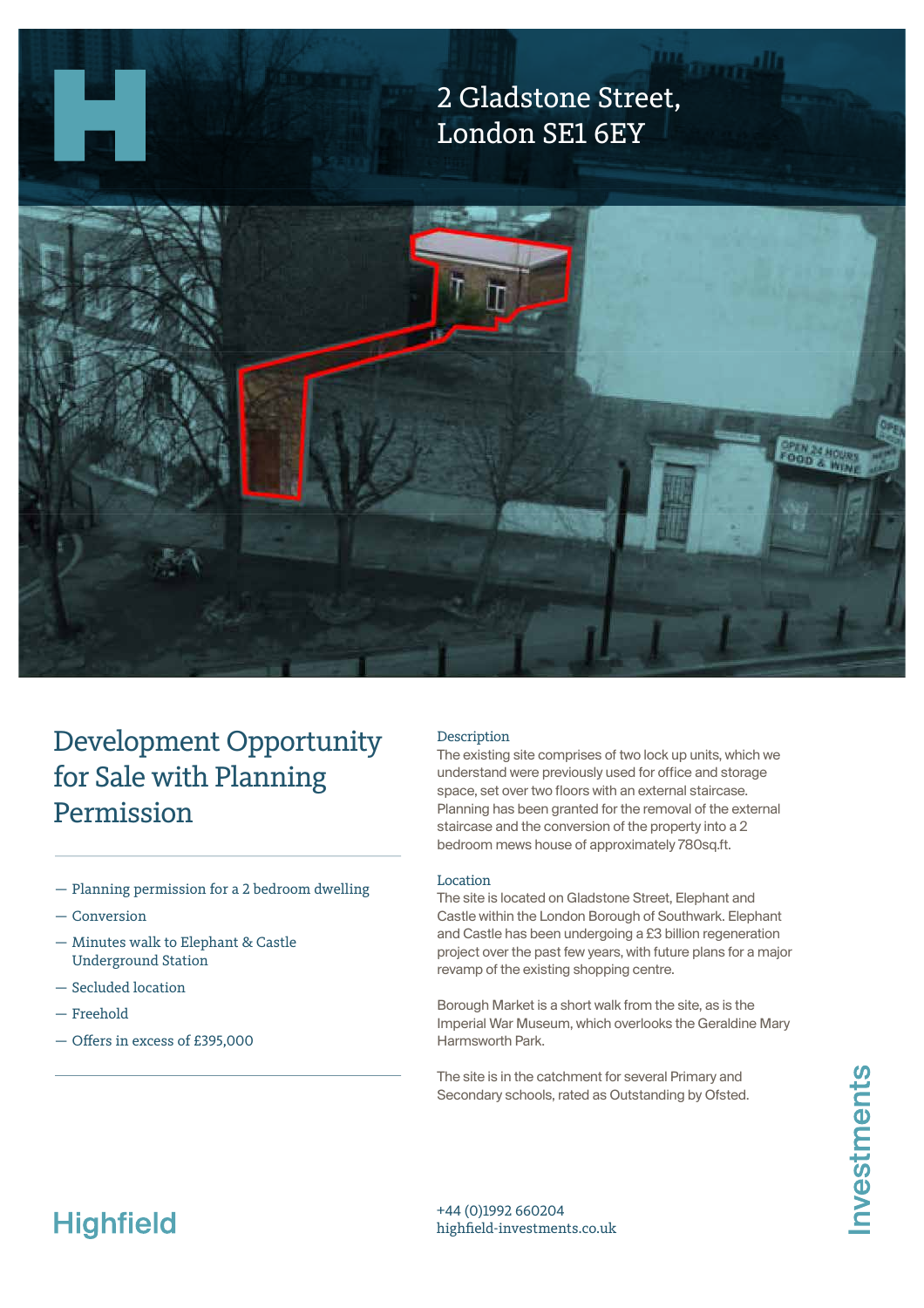# 2 Gladstone Street, London SE1 6EY

## Development Opportunity for Sale with Planning Permission

- Planning permission for a 2 bedroom dwelling
- Conversion
- Minutes walk to Elephant & Castle Underground Station
- Secluded location
- Freehold
- Offers in excess of £395,000

### Description

The existing site comprises of two lock up units, which we understand were previously used for office and storage space, set over two floors with an external staircase. Planning has been granted for the removal of the external staircase and the conversion of the property into a 2 bedroom mews house of approximately 780sq.ft.

### Location

The site is located on Gladstone Street, Elephant and Castle within the London Borough of Southwark. Elephant and Castle has been undergoing a £3 billion regeneration project over the past few years, with future plans for a major revamp of the existing shopping centre.

Borough Market is a short walk from the site, as is the Imperial War Museum, which overlooks the Geraldine Mary Harmsworth Park.

The site is in the catchment for several Primary and Secondary schools, rated as Outstanding by Ofsted.

Highfield Investments

+44 (0)1992 660204
highfield-investments.co.uk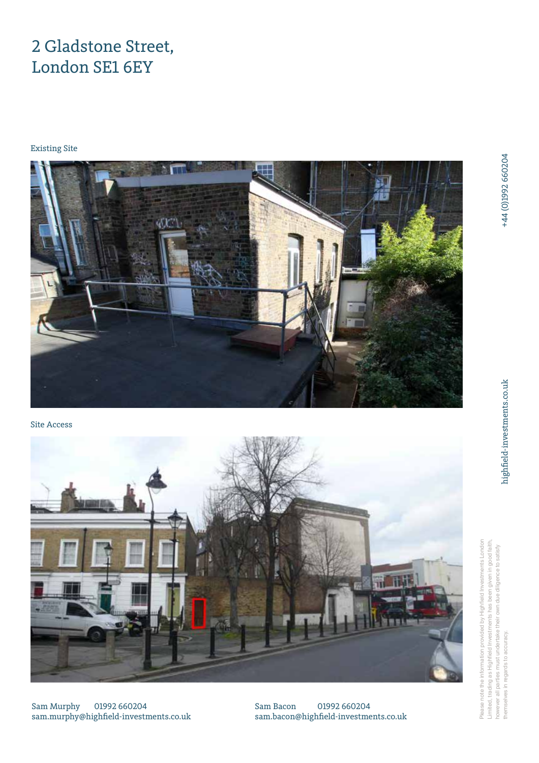# 2 Gladstone Street, London SE1 6EY

Existing Site

Site Access

Sam Murphy 01992 660204
sam.murphy@highfield-investments.co.uk

Sam Bacon 01992 660204
sam.bacon@highfield-investments.co.uk

+44 (0)1992 660204

highfield-investments.co.uk

Please note the information provided by Highfield Investments London Limited, trading as Highfield Investments has been given in good faith, however all parties must undertake their own due diligence to satisfy themselves in regards to accuracy.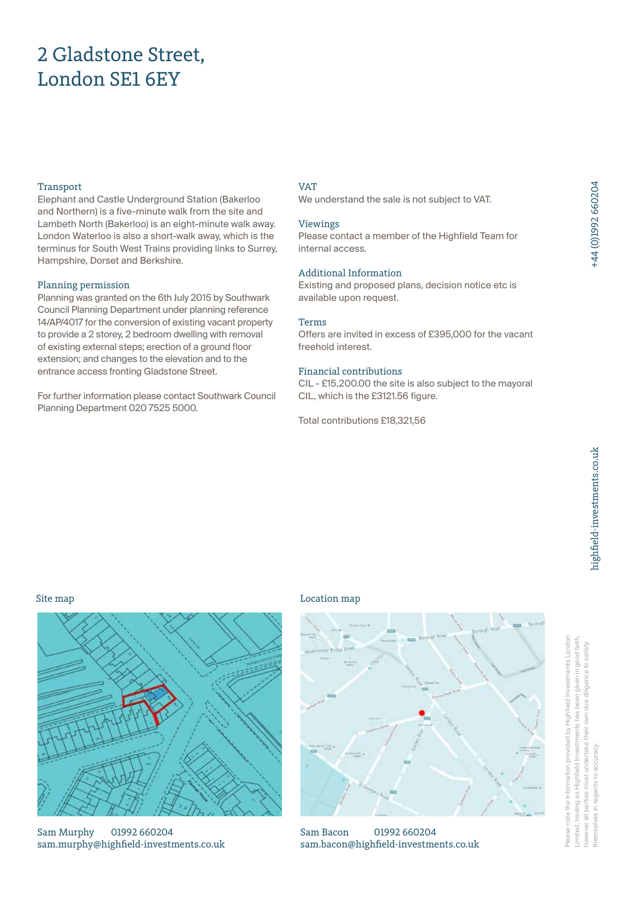# 2 Gladstone Street, London SE1 6EY

## Transport

Elephant and Castle Underground Station (Bakerloo and Northern) is a five-minute walk from the site and Lambeth North (Bakerloo) is an eight-minute walk away. London Waterloo is also a short-walk away, which is the terminus for South West Trains providing links to Surrey, Hampshire, Dorset and Berkshire.

## Planning permission

Planning was granted on the 6th July 2015 by Southwark Council Planning Department under planning reference 14/AP/4017 for the conversion of existing vacant property to provide a 2 storey, 2 bedroom dwelling with removal of existing external steps; erection of a ground floor extension; and changes to the elevation and to the entrance access fronting Gladstone Street.

For further information please contact Southwark Council Planning Department 020 7525 5000.

## VAT

We understand the sale is not subject to VAT.

## Viewings

Please contact a member of the Highfield Team for internal access.

## Additional Information

Existing and proposed plans, decision notice etc is available upon request.

## Terms

Offers are invited in excess of £395,000 for the vacant freehold interest.

## Financial contributions

CIL - £15,200.00 the site is also subject to the mayoral CIL, which is the £3121.56 figure.

Total contributions £18,321,56

+44 (0)1992 660204

highfield-investments.co.uk

## Site map

## Location map

Sam Murphy 01992 660204
sam.murphy@highfield-investments.co.uk

Sam Bacon 01992 660204
sam.bacon@highfield-investments.co.uk

Please note the information provided by Highfield Investments London Limited, trading as Highfield Investments has been given in good faith, however all parties must undertake their own due diligence to satisfy themselves in regards to accuracy.